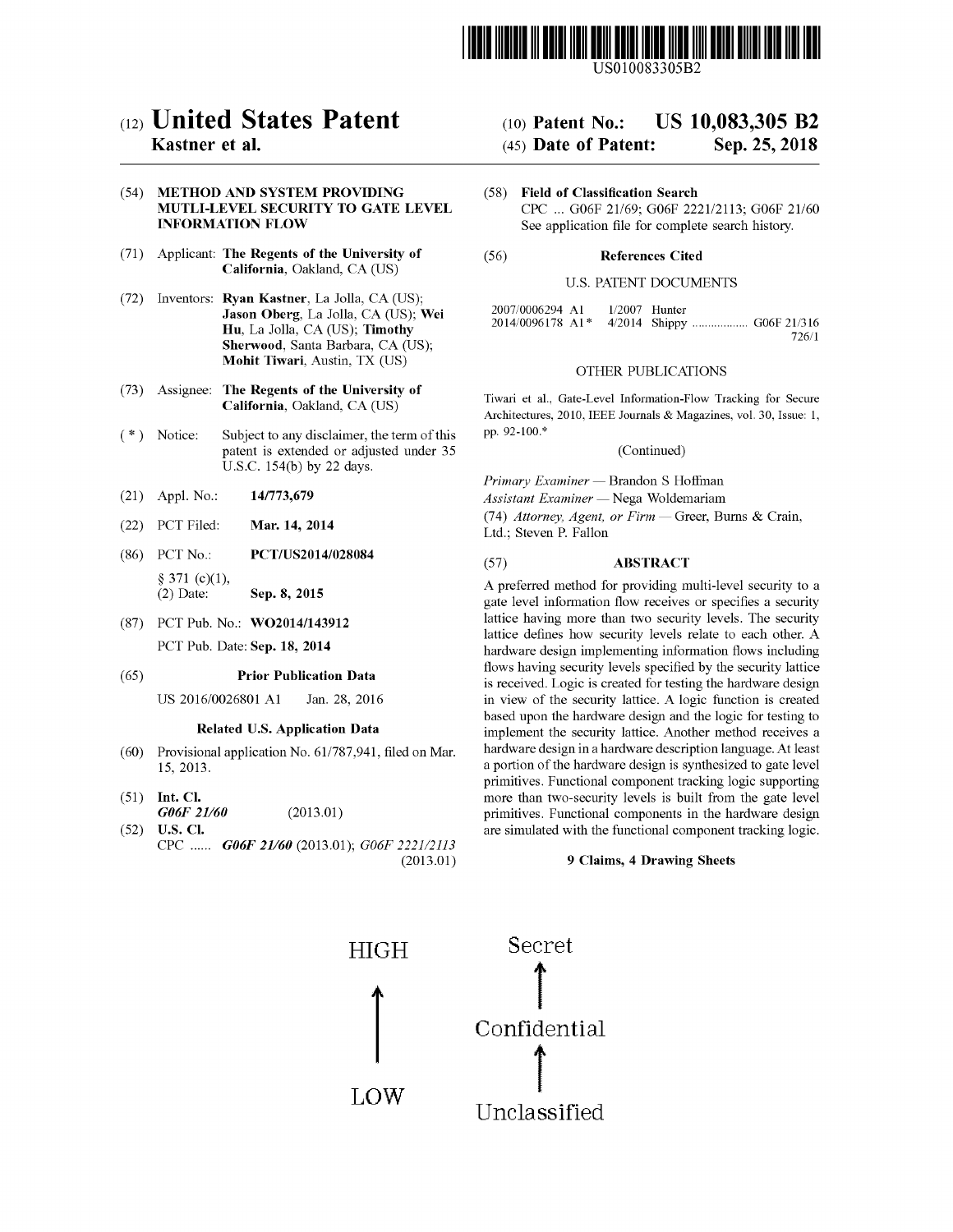US010083305B2

# (12) United States Patent
**Kastner et al.**

(10) **Patent No.: US 10,083,305 B2**

(45) **Date of Patent: Sep. 25, 2018**

(54) **METHOD AND SYSTEM PROVIDING MUTLI-LEVEL SECURITY TO GATE LEVEL INFORMATION FLOW**

(71) Applicant: **The Regents of the University of California**, Oakland, CA (US)

(72) Inventors: **Ryan Kastner**, La Jolla, CA (US); **Jason Oberg**, La Jolla, CA (US); **Wei Hu**, La Jolla, CA (US); **Timothy Sherwood**, Santa Barbara, CA (US); **Mohit Tiwari**, Austin, TX (US)

(73) Assignee: **The Regents of the University of California**, Oakland, CA (US)

( * ) Notice: Subject to any disclaimer, the term of this patent is extended or adjusted under 35 U.S.C. 154(b) by 22 days.

(21) Appl. No.: **14/773,679**

(22) PCT Filed: **Mar. 14, 2014**

(86) PCT No.: **PCT/US2014/028084**

§ 371 (c)(1),
(2) Date: **Sep. 8, 2015**

(87) PCT Pub. No.: **WO2014/143912**

PCT Pub. Date: **Sep. 18, 2014**

(65) **Prior Publication Data**

US 2016/0026801 A1 Jan. 28, 2016

**Related U.S. Application Data**

(60) Provisional application No. 61/787,941, filed on Mar. 15, 2013.

(51) **Int. Cl.**
*G06F 21/60* (2013.01)

(52) **U.S. Cl.**
CPC ...... *G06F 21/60* (2013.01); *G06F 2221/2113* (2013.01)

(58) **Field of Classification Search**
CPC ... G06F 21/69; G06F 2221/2113; G06F 21/60
See application file for complete search history.

(56) **References Cited**

U.S. PATENT DOCUMENTS

2007/0006294 A1 1/2007 Hunter
2014/0096178 A1* 4/2014 Shippy .................. G06F 21/316 726/1

OTHER PUBLICATIONS

Tiwari et al., Gate-Level Information-Flow Tracking for Secure Architectures, 2010, IEEE Journals & Magazines, vol. 30, Issue: 1, pp. 92-100.*

(Continued)

*Primary Examiner* — Brandon S Hoffman
*Assistant Examiner* — Nega Woldemariam
(74) *Attorney, Agent, or Firm* — Greer, Burns & Crain, Ltd.; Steven P. Fallon

(57) **ABSTRACT**

A preferred method for providing multi-level security to a gate level information flow receives or specifies a security lattice having more than two security levels. The security lattice defines how security levels relate to each other. A hardware design implementing information flows including flows having security levels specified by the security lattice is received. Logic is created for testing the hardware design in view of the security lattice. A logic function is created based upon the hardware design and the logic for testing to implement the security lattice. Another method receives a hardware design in a hardware description language. At least a portion of the hardware design is synthesized to gate level primitives. Functional component tracking logic supporting more than two-security levels is built from the gate level primitives. Functional components in the hardware design are simulated with the functional component tracking logic.

**9 Claims, 4 Drawing Sheets**

HIGH ↑ LOW

Secret ↑ Confidential ↑ Unclassified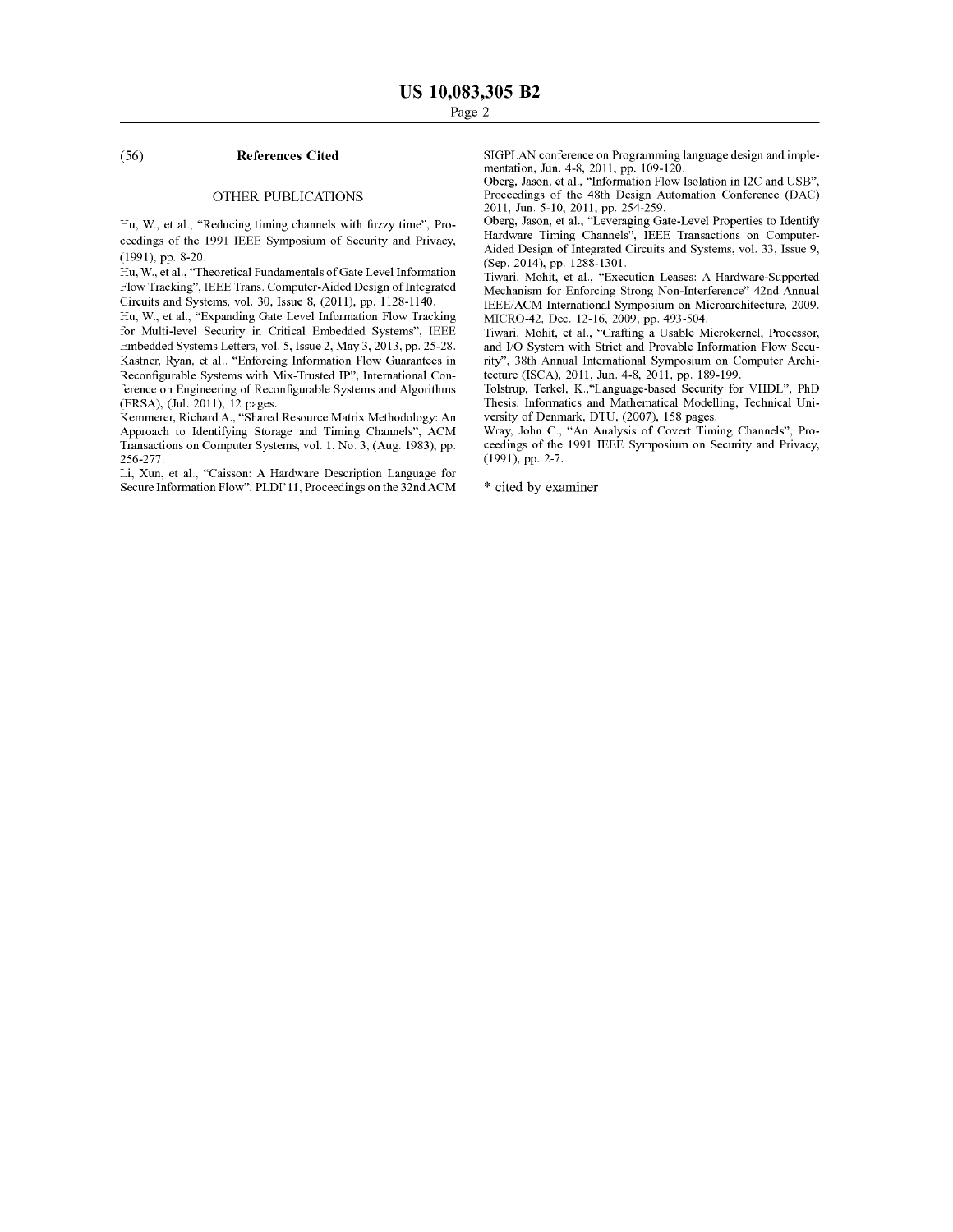(56) **References Cited**

OTHER PUBLICATIONS

Hu, W., et al., "Reducing timing channels with fuzzy time", Proceedings of the 1991 IEEE Symposium of Security and Privacy, (1991), pp. 8-20.

Hu, W., et al., "Theoretical Fundamentals of Gate Level Information Flow Tracking", IEEE Trans. Computer-Aided Design of Integrated Circuits and Systems, vol. 30, Issue 8, (2011), pp. 1128-1140.

Hu, W., et al., "Expanding Gate Level Information Flow Tracking for Multi-level Security in Critical Embedded Systems", IEEE Embedded Systems Letters, vol. 5, Issue 2, May 3, 2013, pp. 25-28.

Kastner, Ryan, et al.. "Enforcing Information Flow Guarantees in Reconfigurable Systems with Mix-Trusted IP", International Conference on Engineering of Reconfigurable Systems and Algorithms (ERSA), (Jul. 2011), 12 pages.

Kemmerer, Richard A., "Shared Resource Matrix Methodology: An Approach to Identifying Storage and Timing Channels", ACM Transactions on Computer Systems, vol. 1, No. 3, (Aug. 1983), pp. 256-277.

Li, Xun, et al., "Caisson: A Hardware Description Language for Secure Information Flow", PLDI'11, Proceedings on the 32nd ACM SIGPLAN conference on Programming language design and implementation, Jun. 4-8, 2011, pp. 109-120.

Oberg, Jason, et al., "Information Flow Isolation in I2C and USB", Proceedings of the 48th Design Automation Conference (DAC) 2011, Jun. 5-10, 2011, pp. 254-259.

Oberg, Jason, et al., "Leveraging Gate-Level Properties to Identify Hardware Timing Channels", IEEE Transactions on Computer-Aided Design of Integrated Circuits and Systems, vol. 33, Issue 9, (Sep. 2014), pp. 1288-1301.

Tiwari, Mohit, et al., "Execution Leases: A Hardware-Supported Mechanism for Enforcing Strong Non-Interference" 42nd Annual IEEE/ACM International Symposium on Microarchitecture, 2009. MICRO-42, Dec. 12-16, 2009, pp. 493-504.

Tiwari, Mohit, et al., "Crafting a Usable Microkernel, Processor, and I/O System with Strict and Provable Information Flow Security", 38th Annual International Symposium on Computer Architecture (ISCA), 2011, Jun. 4-8, 2011, pp. 189-199.

Tolstrup, Terkel, K.,"Language-based Security for VHDL", PhD Thesis, Informatics and Mathematical Modelling, Technical University of Denmark, DTU, (2007), 158 pages.

Wray, John C., "An Analysis of Covert Timing Channels", Proceedings of the 1991 IEEE Symposium on Security and Privacy, (1991), pp. 2-7.

\* cited by examiner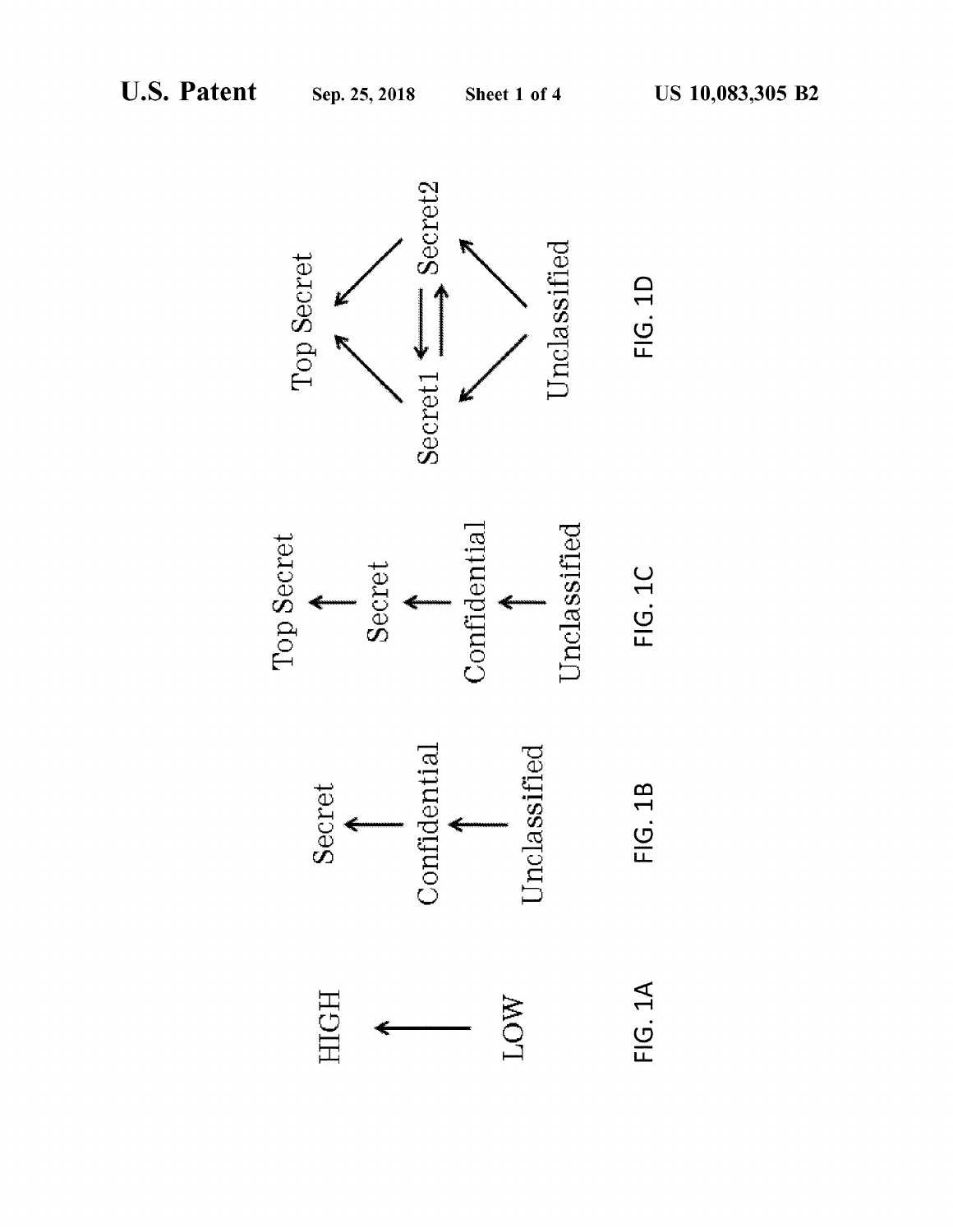HIGH

LOW

FIG. 1A

Secret

Confidential

Unclassified

FIG. 1B

Top Secret

Secret

Confidential

Unclassified

FIG. 1C

Top Secret

Secret1 Secret2

Unclassified

FIG. 1D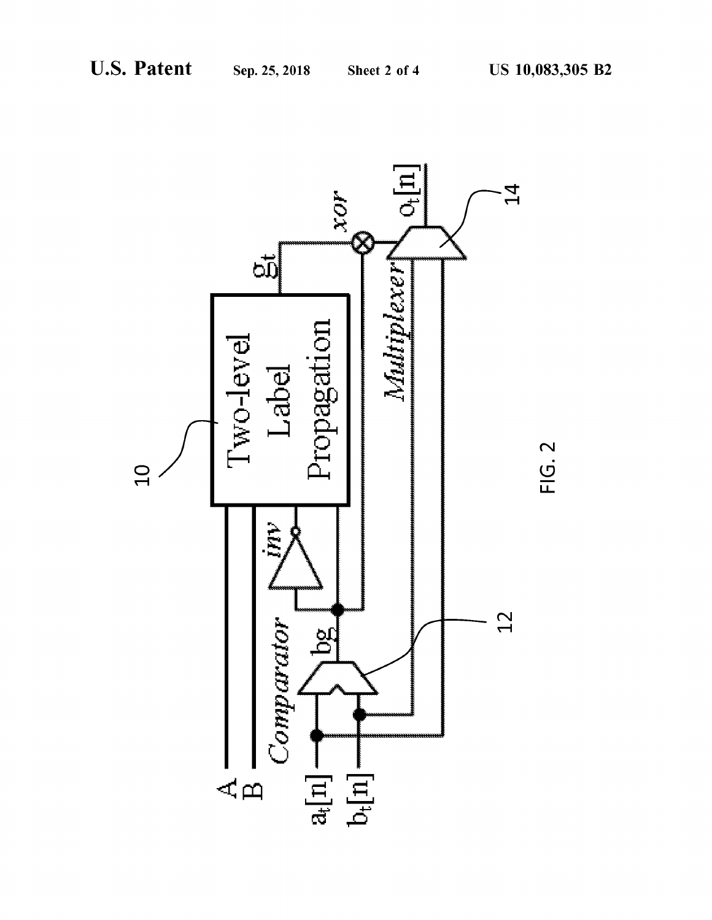FIG. 2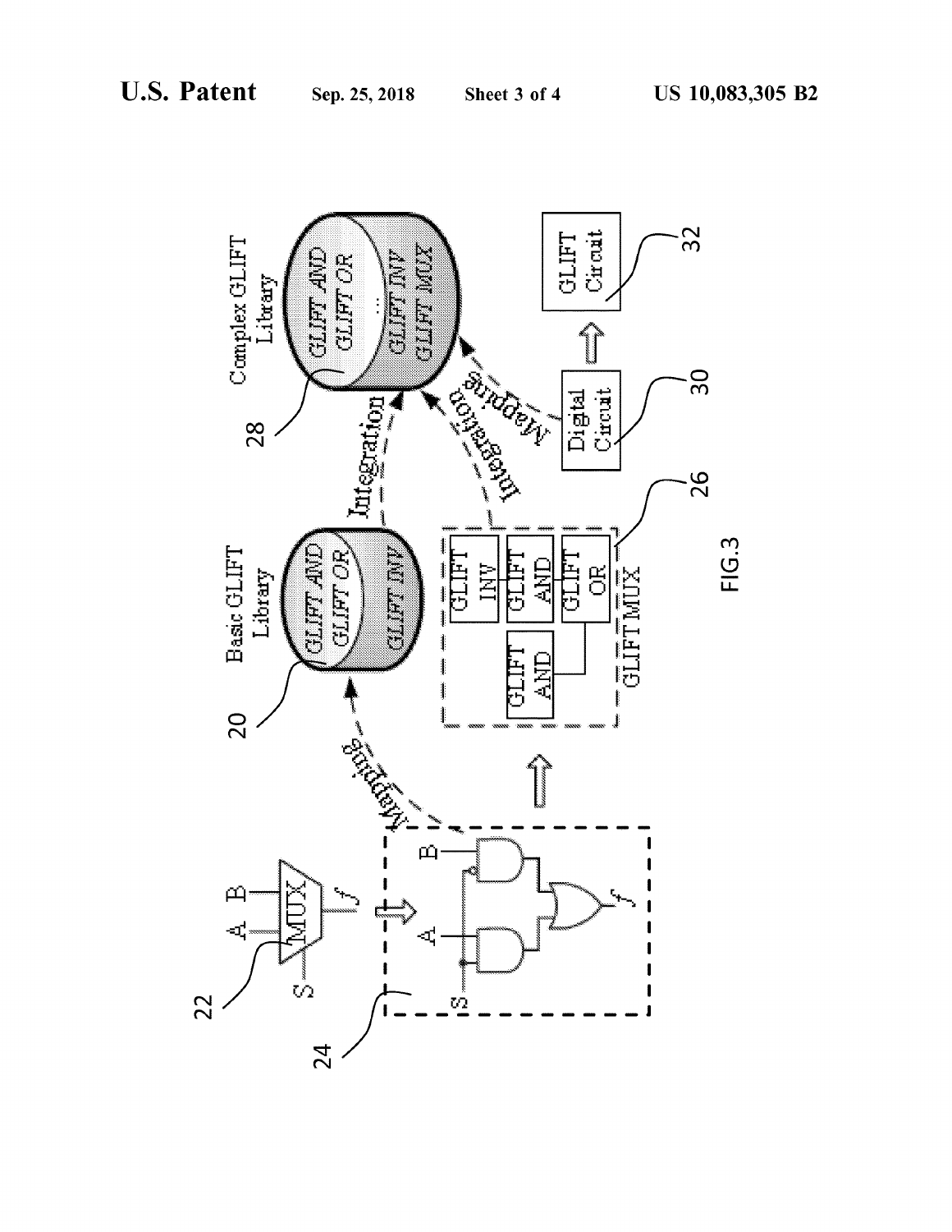Basic GLIFT Library

GLIFT AND
GLIFT OR
GLIFT INV

Complex GLIFT Library

GLIFT AND
GLIFT OR
...
GLIFT INV
GLIFT MUX

Mapping

Integration

Integration

Mapping

GLIFT INV

GLIFT AND

GLIFT OR

GLIFT AND

GLIFT MUX

Digital Circuit

GLIFT Circuit

MUX

A B S f

20 22 24 26 28 30 32

FIG.3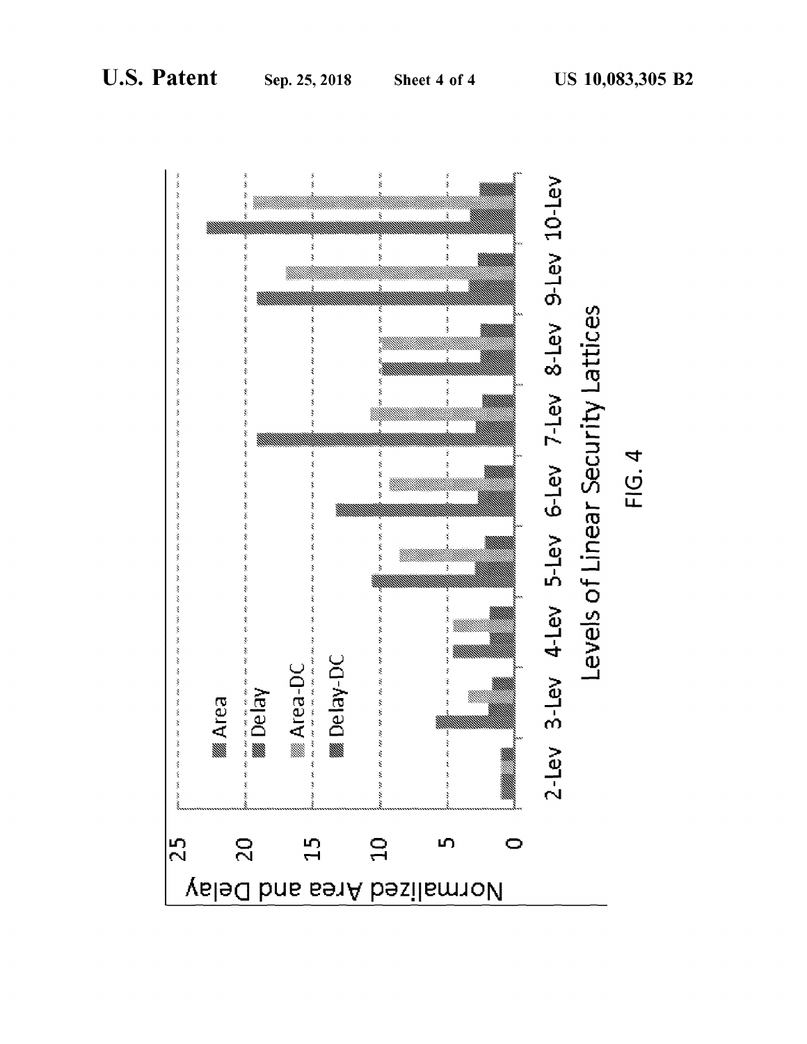FIG. 4